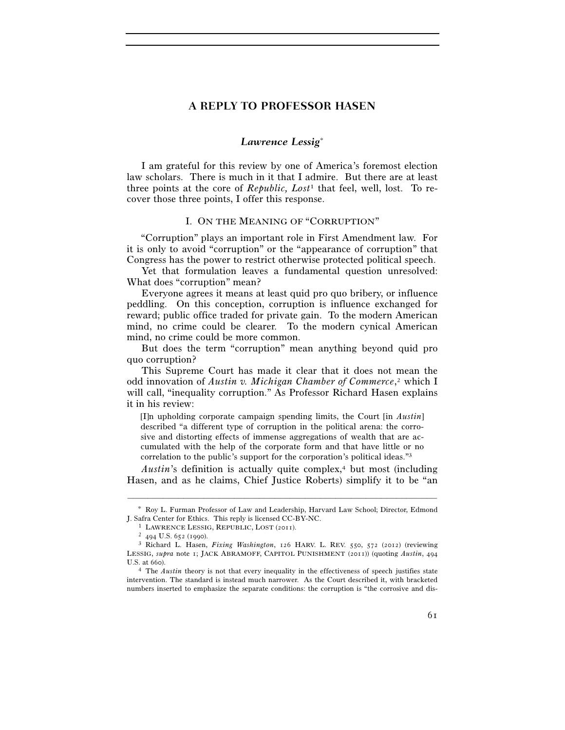# A REPLY TO PROFESSOR HASEN

***Lawrence Lessig****

I am grateful for this review by one of America's foremost election law scholars. There is much in it that I admire. But there are at least three points at the core of *Republic, Lost*[1] that feel, well, lost. To recover those three points, I offer this response.

## I. ON THE MEANING OF "CORRUPTION"

"Corruption" plays an important role in First Amendment law. For it is only to avoid "corruption" or the "appearance of corruption" that Congress has the power to restrict otherwise protected political speech.

Yet that formulation leaves a fundamental question unresolved: What does "corruption" mean?

Everyone agrees it means at least quid pro quo bribery, or influence peddling. On this conception, corruption is influence exchanged for reward; public office traded for private gain. To the modern American mind, no crime could be clearer. To the modern cynical American mind, no crime could be more common.

But does the term "corruption" mean anything beyond quid pro quo corruption?

This Supreme Court has made it clear that it does not mean the odd innovation of *Austin v. Michigan Chamber of Commerce*,[2] which I will call, "inequality corruption." As Professor Richard Hasen explains it in his review:

> [I]n upholding corporate campaign spending limits, the Court [in *Austin*] described "a different type of corruption in the political arena: the corrosive and distorting effects of immense aggregations of wealth that are accumulated with the help of the corporate form and that have little or no correlation to the public's support for the corporation's political ideas."[3]

*Austin*'s definition is actually quite complex,[4] but most (including Hasen, and as he claims, Chief Justice Roberts) simplify it to be "an

---

\* Roy L. Furman Professor of Law and Leadership, Harvard Law School; Director, Edmond J. Safra Center for Ethics. This reply is licensed CC-BY-NC.

[1] LAWRENCE LESSIG, REPUBLIC, LOST (2011).

[2] 494 U.S. 652 (1990).

[3] Richard L. Hasen, *Fixing Washington*, 126 HARV. L. REV. 550, 572 (2012) (reviewing LESSIG, *supra* note 1; JACK ABRAMOFF, CAPITOL PUNISHMENT (2011)) (quoting *Austin*, 494 U.S. at 660).

[4] The *Austin* theory is not that every inequality in the effectiveness of speech justifies state intervention. The standard is instead much narrower. As the Court described it, with bracketed numbers inserted to emphasize the separate conditions: the corruption is "the corrosive and dis-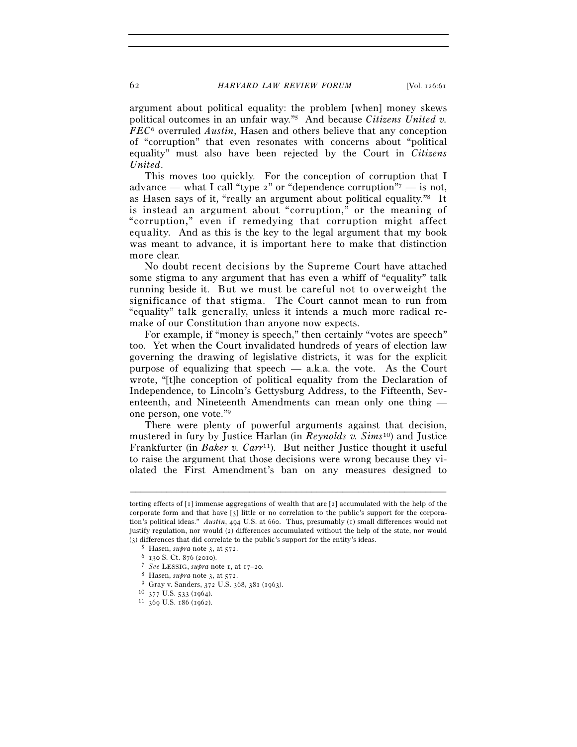argument about political equality: the problem [when] money skews political outcomes in an unfair way."[5] And because *Citizens United v. FEC*[6] overruled *Austin*, Hasen and others believe that any conception of "corruption" that even resonates with concerns about "political equality" must also have been rejected by the Court in *Citizens United*.

This moves too quickly. For the conception of corruption that I advance — what I call "type 2" or "dependence corruption"[7] — is not, as Hasen says of it, "really an argument about political equality."[8] It is instead an argument about "corruption," or the meaning of "corruption," even if remedying that corruption might affect equality. And as this is the key to the legal argument that my book was meant to advance, it is important here to make that distinction more clear.

No doubt recent decisions by the Supreme Court have attached some stigma to any argument that has even a whiff of "equality" talk running beside it. But we must be careful not to overweight the significance of that stigma. The Court cannot mean to run from "equality" talk generally, unless it intends a much more radical remake of our Constitution than anyone now expects.

For example, if "money is speech," then certainly "votes are speech" too. Yet when the Court invalidated hundreds of years of election law governing the drawing of legislative districts, it was for the explicit purpose of equalizing that speech — a.k.a. the vote. As the Court wrote, "[t]he conception of political equality from the Declaration of Independence, to Lincoln's Gettysburg Address, to the Fifteenth, Seventeenth, and Nineteenth Amendments can mean only one thing — one person, one vote."[9]

There were plenty of powerful arguments against that decision, mustered in fury by Justice Harlan (in *Reynolds v. Sims*[10]) and Justice Frankfurter (in *Baker v. Carr*[11]). But neither Justice thought it useful to raise the argument that those decisions were wrong because they violated the First Amendment's ban on any measures designed to

---

torting effects of [1] immense aggregations of wealth that are [2] accumulated with the help of the corporate form and that have [3] little or no correlation to the public's support for the corporation's political ideas." *Austin*, 494 U.S. at 660. Thus, presumably (1) small differences would not justify regulation, nor would (2) differences accumulated without the help of the state, nor would (3) differences that did correlate to the public's support for the entity's ideas.

[5] Hasen, *supra* note 3, at 572.

[6] 130 S. Ct. 876 (2010).

[7] *See* LESSIG, *supra* note 1, at 17–20.

[8] Hasen, *supra* note 3, at 572.

[9] Gray v. Sanders, 372 U.S. 368, 381 (1963).

[10] 377 U.S. 533 (1964).

[11] 369 U.S. 186 (1962).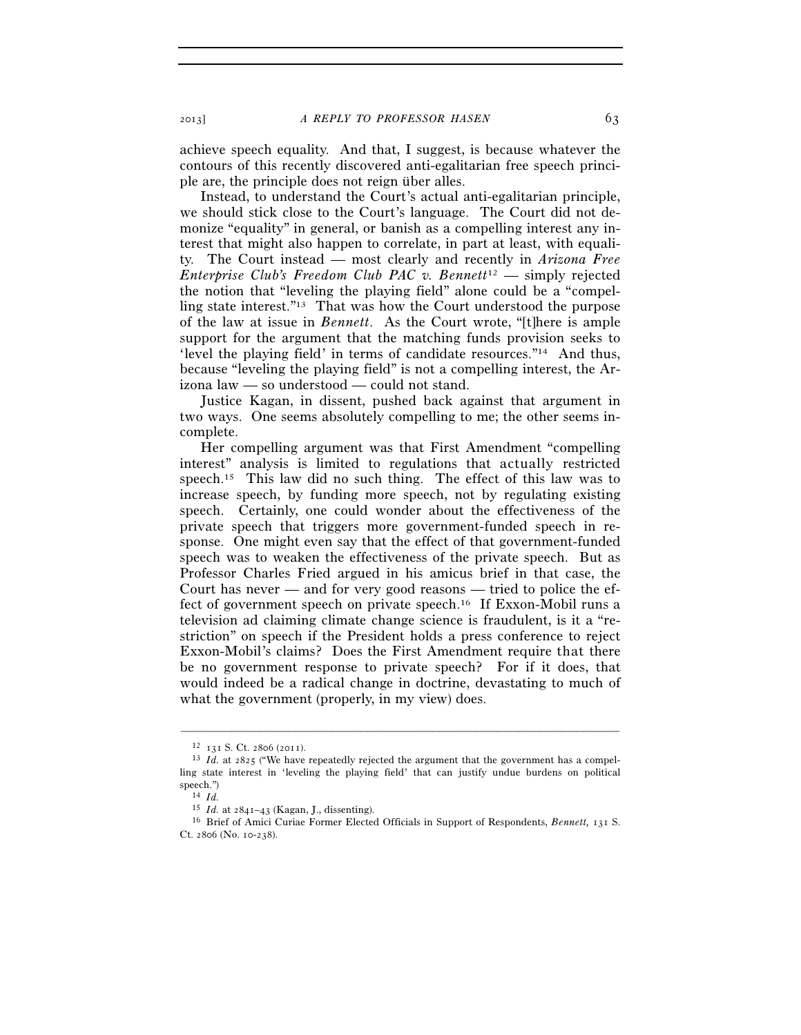achieve speech equality. And that, I suggest, is because whatever the contours of this recently discovered anti-egalitarian free speech principle are, the principle does not reign über alles.

Instead, to understand the Court's actual anti-egalitarian principle, we should stick close to the Court's language. The Court did not demonize "equality" in general, or banish as a compelling interest any interest that might also happen to correlate, in part at least, with equality. The Court instead — most clearly and recently in *Arizona Free Enterprise Club's Freedom Club PAC v. Bennett*[12] — simply rejected the notion that "leveling the playing field" alone could be a "compelling state interest."[13] That was how the Court understood the purpose of the law at issue in *Bennett*. As the Court wrote, "[t]here is ample support for the argument that the matching funds provision seeks to 'level the playing field' in terms of candidate resources."[14] And thus, because "leveling the playing field" is not a compelling interest, the Arizona law — so understood — could not stand.

Justice Kagan, in dissent, pushed back against that argument in two ways. One seems absolutely compelling to me; the other seems incomplete.

Her compelling argument was that First Amendment "compelling interest" analysis is limited to regulations that actually restricted speech.[15] This law did no such thing. The effect of this law was to increase speech, by funding more speech, not by regulating existing speech. Certainly, one could wonder about the effectiveness of the private speech that triggers more government-funded speech in response. One might even say that the effect of that government-funded speech was to weaken the effectiveness of the private speech. But as Professor Charles Fried argued in his amicus brief in that case, the Court has never — and for very good reasons — tried to police the effect of government speech on private speech.[16] If Exxon-Mobil runs a television ad claiming climate change science is fraudulent, is it a "restriction" on speech if the President holds a press conference to reject Exxon-Mobil's claims? Does the First Amendment require that there be no government response to private speech? For if it does, that would indeed be a radical change in doctrine, devastating to much of what the government (properly, in my view) does.

---

[12] 131 S. Ct. 2806 (2011).

[13] *Id.* at 2825 ("We have repeatedly rejected the argument that the government has a compelling state interest in 'leveling the playing field' that can justify undue burdens on political speech.")

[14] *Id.*

[15] *Id.* at 2841–43 (Kagan, J., dissenting).

[16] Brief of Amici Curiae Former Elected Officials in Support of Respondents, *Bennett,* 131 S. Ct. 2806 (No. 10-238).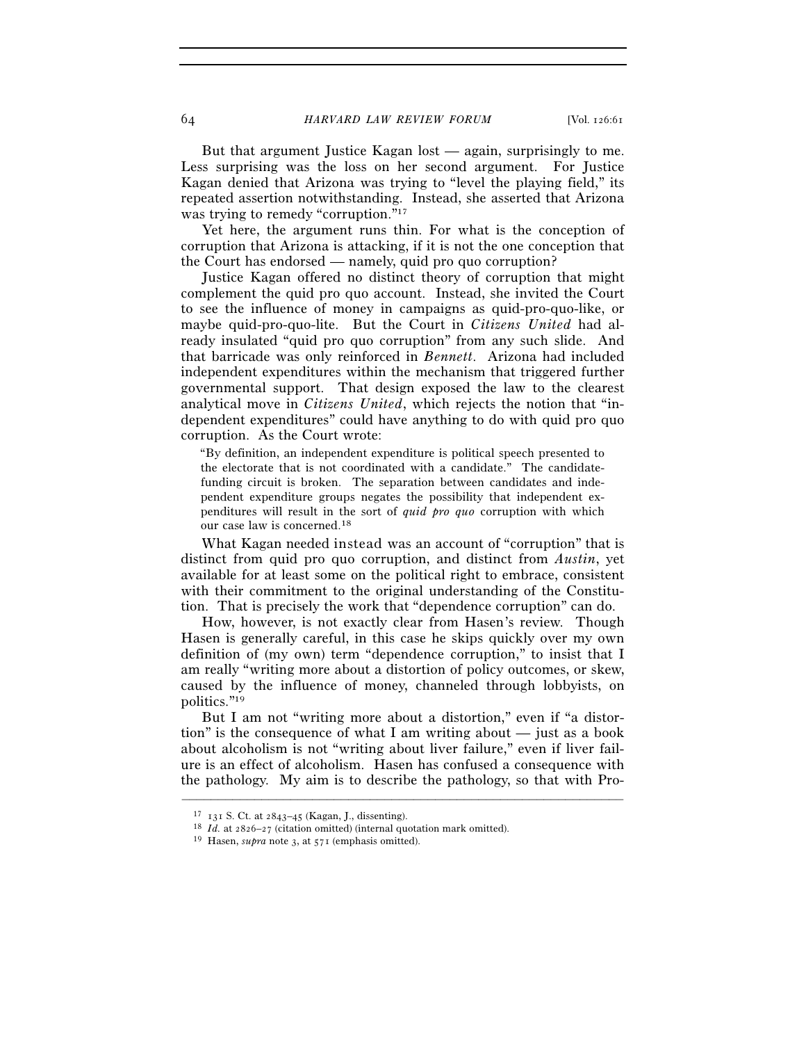But that argument Justice Kagan lost — again, surprisingly to me. Less surprising was the loss on her second argument. For Justice Kagan denied that Arizona was trying to "level the playing field," its repeated assertion notwithstanding. Instead, she asserted that Arizona was trying to remedy "corruption."[17]

Yet here, the argument runs thin. For what is the conception of corruption that Arizona is attacking, if it is not the one conception that the Court has endorsed — namely, quid pro quo corruption?

Justice Kagan offered no distinct theory of corruption that might complement the quid pro quo account. Instead, she invited the Court to see the influence of money in campaigns as quid-pro-quo-like, or maybe quid-pro-quo-lite. But the Court in *Citizens United* had already insulated "quid pro quo corruption" from any such slide. And that barricade was only reinforced in *Bennett*. Arizona had included independent expenditures within the mechanism that triggered further governmental support. That design exposed the law to the clearest analytical move in *Citizens United*, which rejects the notion that "independent expenditures" could have anything to do with quid pro quo corruption. As the Court wrote:

> "By definition, an independent expenditure is political speech presented to the electorate that is not coordinated with a candidate." The candidate-funding circuit is broken. The separation between candidates and independent expenditure groups negates the possibility that independent expenditures will result in the sort of *quid pro quo* corruption with which our case law is concerned.[18]

What Kagan needed instead was an account of "corruption" that is distinct from quid pro quo corruption, and distinct from *Austin*, yet available for at least some on the political right to embrace, consistent with their commitment to the original understanding of the Constitution. That is precisely the work that "dependence corruption" can do.

How, however, is not exactly clear from Hasen's review. Though Hasen is generally careful, in this case he skips quickly over my own definition of (my own) term "dependence corruption," to insist that I am really "writing more about a distortion of policy outcomes, or skew, caused by the influence of money, channeled through lobbyists, on politics."[19]

But I am not "writing more about a distortion," even if "a distortion" is the consequence of what I am writing about — just as a book about alcoholism is not "writing about liver failure," even if liver failure is an effect of alcoholism. Hasen has confused a consequence with the pathology. My aim is to describe the pathology, so that with Pro-

---

[17] 131 S. Ct. at 2843–45 (Kagan, J., dissenting).

[18] *Id.* at 2826–27 (citation omitted) (internal quotation mark omitted).

[19] Hasen, *supra* note 3, at 571 (emphasis omitted).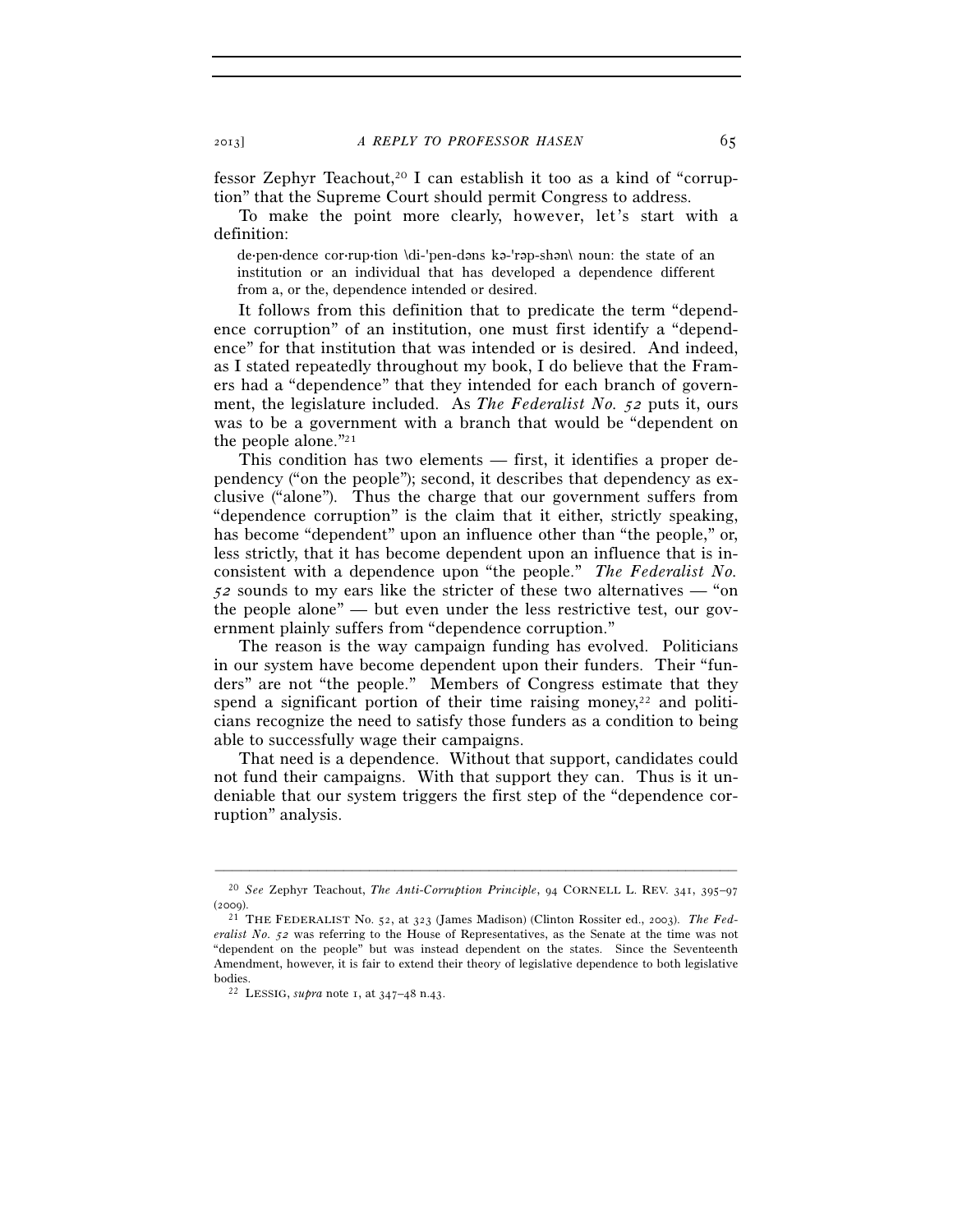fessor Zephyr Teachout,[20] I can establish it too as a kind of "corruption" that the Supreme Court should permit Congress to address.

To make the point more clearly, however, let's start with a definition:

> de·pen·dence cor·rup·tion \di-'pen-dəns kə-'rəp-shən\ noun: the state of an institution or an individual that has developed a dependence different from a, or the, dependence intended or desired.

It follows from this definition that to predicate the term "dependence corruption" of an institution, one must first identify a "dependence" for that institution that was intended or is desired. And indeed, as I stated repeatedly throughout my book, I do believe that the Framers had a "dependence" that they intended for each branch of government, the legislature included. As *The Federalist No. 52* puts it, ours was to be a government with a branch that would be "dependent on the people alone."[21]

This condition has two elements — first, it identifies a proper dependency ("on the people"); second, it describes that dependency as exclusive ("alone"). Thus the charge that our government suffers from "dependence corruption" is the claim that it either, strictly speaking, has become "dependent" upon an influence other than "the people," or, less strictly, that it has become dependent upon an influence that is inconsistent with a dependence upon "the people." *The Federalist No. 52* sounds to my ears like the stricter of these two alternatives — "on the people alone" — but even under the less restrictive test, our government plainly suffers from "dependence corruption."

The reason is the way campaign funding has evolved. Politicians in our system have become dependent upon their funders. Their "funders" are not "the people." Members of Congress estimate that they spend a significant portion of their time raising money,[22] and politicians recognize the need to satisfy those funders as a condition to being able to successfully wage their campaigns.

That need is a dependence. Without that support, candidates could not fund their campaigns. With that support they can. Thus is it undeniable that our system triggers the first step of the "dependence corruption" analysis.

---

[20] *See* Zephyr Teachout, *The Anti-Corruption Principle*, 94 CORNELL L. REV. 341, 395–97 (2009).

[21] THE FEDERALIST No. 52, at 323 (James Madison) (Clinton Rossiter ed., 2003). *The Federalist No. 52* was referring to the House of Representatives, as the Senate at the time was not "dependent on the people" but was instead dependent on the states. Since the Seventeenth Amendment, however, it is fair to extend their theory of legislative dependence to both legislative bodies.

[22] LESSIG, *supra* note 1, at 347–48 n.43.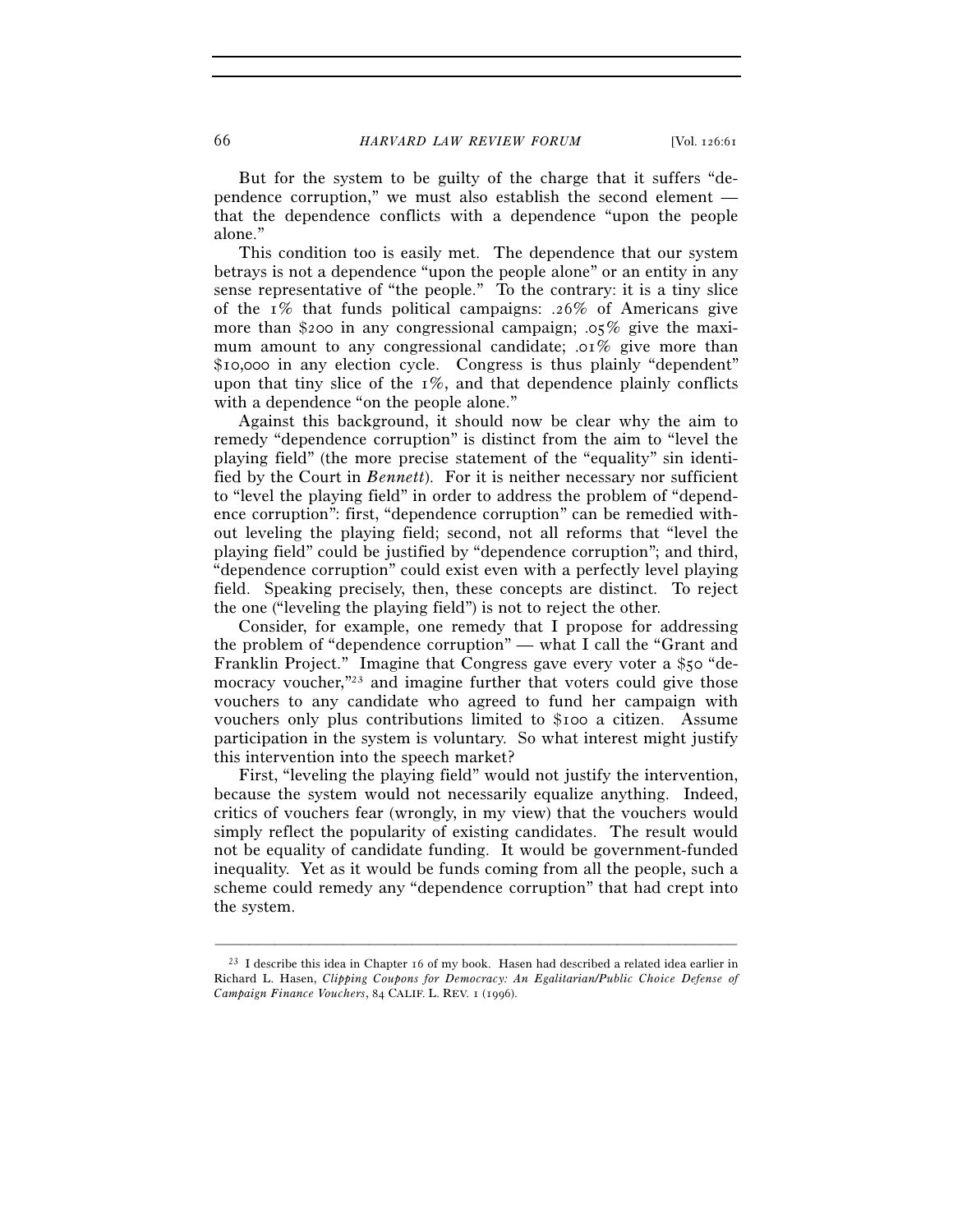But for the system to be guilty of the charge that it suffers "dependence corruption," we must also establish the second element — that the dependence conflicts with a dependence "upon the people alone."

This condition too is easily met. The dependence that our system betrays is not a dependence "upon the people alone" or an entity in any sense representative of "the people." To the contrary: it is a tiny slice of the 1% that funds political campaigns: .26% of Americans give more than $200 in any congressional campaign; .05% give the maximum amount to any congressional candidate; .01% give more than $10,000 in any election cycle. Congress is thus plainly "dependent" upon that tiny slice of the 1%, and that dependence plainly conflicts with a dependence "on the people alone."

Against this background, it should now be clear why the aim to remedy "dependence corruption" is distinct from the aim to "level the playing field" (the more precise statement of the "equality" sin identified by the Court in *Bennett*). For it is neither necessary nor sufficient to "level the playing field" in order to address the problem of "dependence corruption": first, "dependence corruption" can be remedied without leveling the playing field; second, not all reforms that "level the playing field" could be justified by "dependence corruption"; and third, "dependence corruption" could exist even with a perfectly level playing field. Speaking precisely, then, these concepts are distinct. To reject the one ("leveling the playing field") is not to reject the other.

Consider, for example, one remedy that I propose for addressing the problem of "dependence corruption" — what I call the "Grant and Franklin Project." Imagine that Congress gave every voter a $50 "democracy voucher,"[23] and imagine further that voters could give those vouchers to any candidate who agreed to fund her campaign with vouchers only plus contributions limited to $100 a citizen. Assume participation in the system is voluntary. So what interest might justify this intervention into the speech market?

First, "leveling the playing field" would not justify the intervention, because the system would not necessarily equalize anything. Indeed, critics of vouchers fear (wrongly, in my view) that the vouchers would simply reflect the popularity of existing candidates. The result would not be equality of candidate funding. It would be government-funded inequality. Yet as it would be funds coming from all the people, such a scheme could remedy any "dependence corruption" that had crept into the system.

---

[23] I describe this idea in Chapter 16 of my book. Hasen had described a related idea earlier in Richard L. Hasen, *Clipping Coupons for Democracy: An Egalitarian/Public Choice Defense of Campaign Finance Vouchers*, 84 CALIF. L. REV. 1 (1996).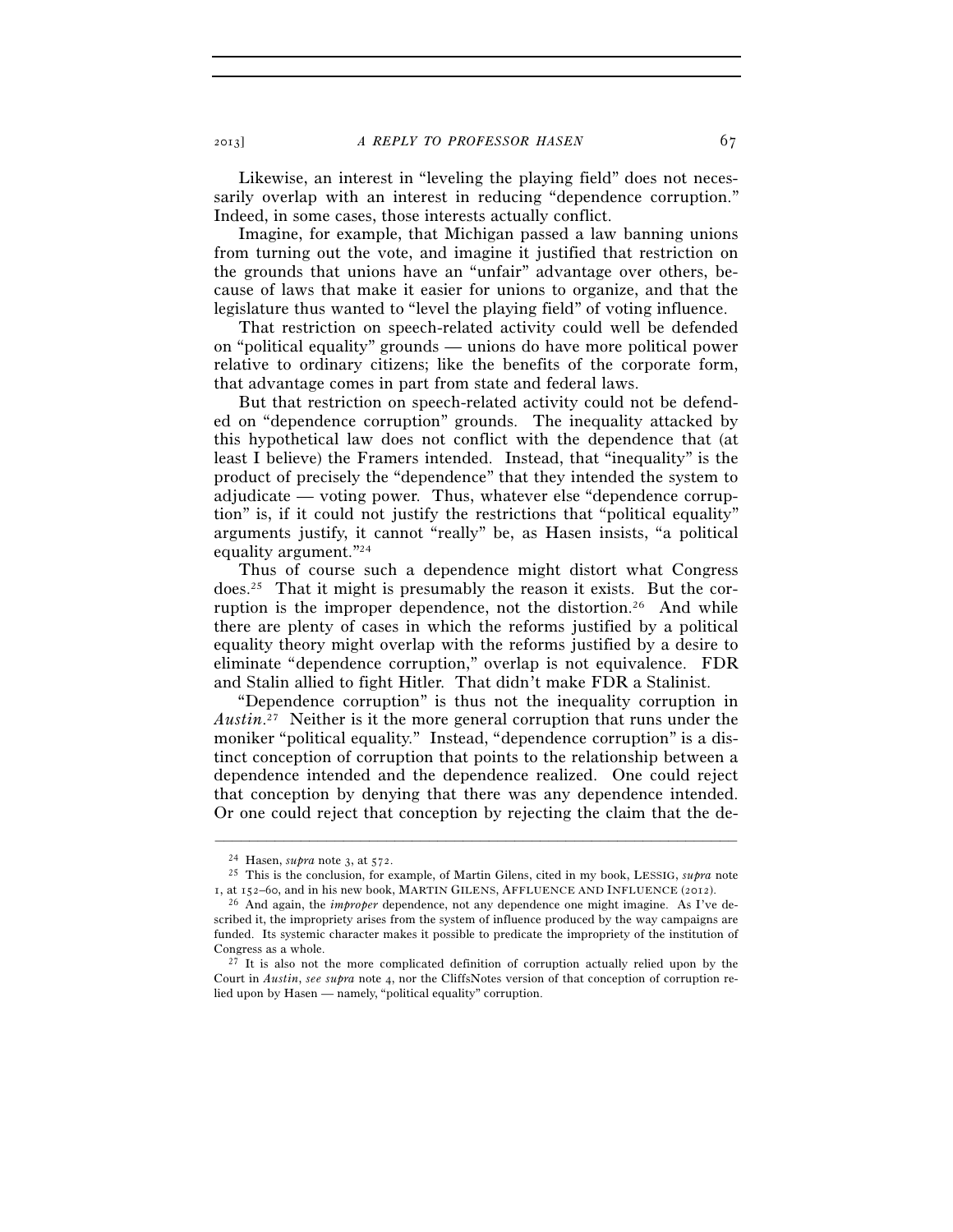Likewise, an interest in "leveling the playing field" does not necessarily overlap with an interest in reducing "dependence corruption." Indeed, in some cases, those interests actually conflict.

Imagine, for example, that Michigan passed a law banning unions from turning out the vote, and imagine it justified that restriction on the grounds that unions have an "unfair" advantage over others, because of laws that make it easier for unions to organize, and that the legislature thus wanted to "level the playing field" of voting influence.

That restriction on speech-related activity could well be defended on "political equality" grounds — unions do have more political power relative to ordinary citizens; like the benefits of the corporate form, that advantage comes in part from state and federal laws.

But that restriction on speech-related activity could not be defended on "dependence corruption" grounds. The inequality attacked by this hypothetical law does not conflict with the dependence that (at least I believe) the Framers intended. Instead, that "inequality" is the product of precisely the "dependence" that they intended the system to adjudicate — voting power. Thus, whatever else "dependence corruption" is, if it could not justify the restrictions that "political equality" arguments justify, it cannot "really" be, as Hasen insists, "a political equality argument."[24]

Thus of course such a dependence might distort what Congress does.[25] That it might is presumably the reason it exists. But the corruption is the improper dependence, not the distortion.[26] And while there are plenty of cases in which the reforms justified by a political equality theory might overlap with the reforms justified by a desire to eliminate "dependence corruption," overlap is not equivalence. FDR and Stalin allied to fight Hitler. That didn't make FDR a Stalinist.

"Dependence corruption" is thus not the inequality corruption in *Austin*.[27] Neither is it the more general corruption that runs under the moniker "political equality." Instead, "dependence corruption" is a distinct conception of corruption that points to the relationship between a dependence intended and the dependence realized. One could reject that conception by denying that there was any dependence intended. Or one could reject that conception by rejecting the claim that the de-

---

[24] Hasen, *supra* note 3, at 572.

[25] This is the conclusion, for example, of Martin Gilens, cited in my book, LESSIG, *supra* note 1, at 152–60, and in his new book, MARTIN GILENS, AFFLUENCE AND INFLUENCE (2012).

[26] And again, the *improper* dependence, not any dependence one might imagine. As I've described it, the impropriety arises from the system of influence produced by the way campaigns are funded. Its systemic character makes it possible to predicate the impropriety of the institution of Congress as a whole.

[27] It is also not the more complicated definition of corruption actually relied upon by the Court in *Austin*, *see supra* note 4, nor the CliffsNotes version of that conception of corruption relied upon by Hasen — namely, "political equality" corruption.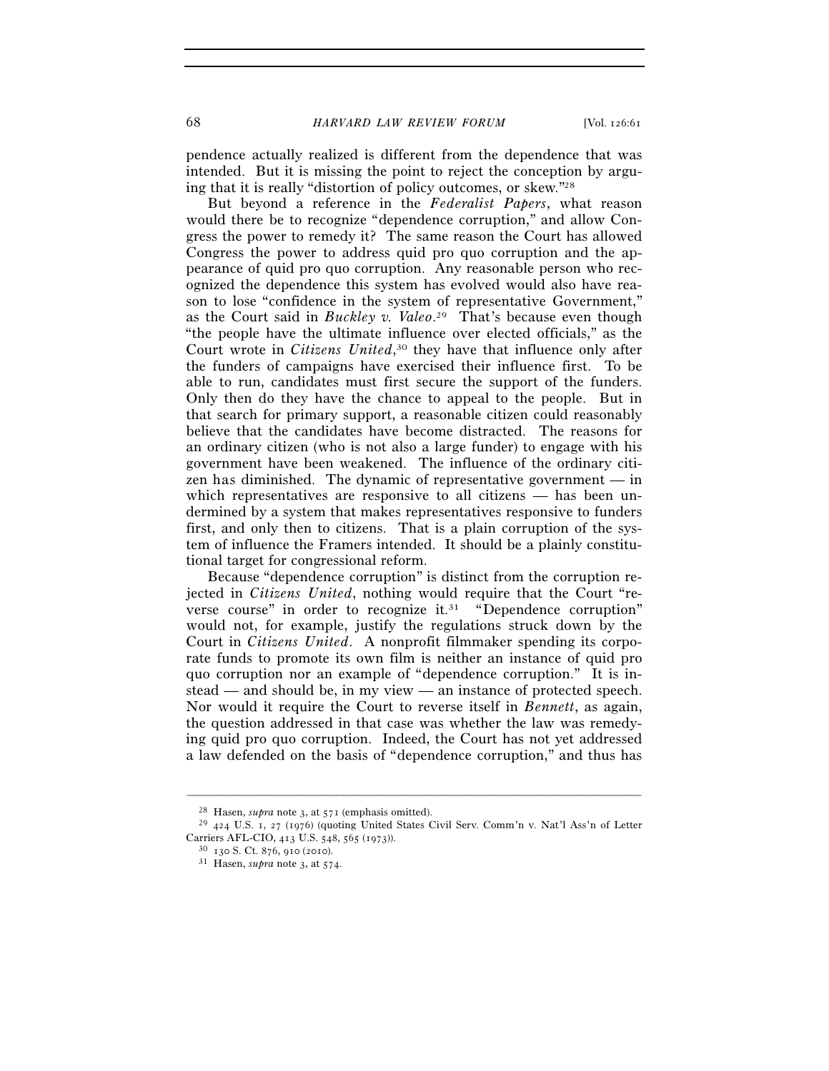pendence actually realized is different from the dependence that was intended. But it is missing the point to reject the conception by arguing that it is really "distortion of policy outcomes, or skew."[28]

But beyond a reference in the *Federalist Papers*, what reason would there be to recognize "dependence corruption," and allow Congress the power to remedy it? The same reason the Court has allowed Congress the power to address quid pro quo corruption and the appearance of quid pro quo corruption. Any reasonable person who recognized the dependence this system has evolved would also have reason to lose "confidence in the system of representative Government," as the Court said in *Buckley v. Valeo*.[29] That's because even though "the people have the ultimate influence over elected officials," as the Court wrote in *Citizens United*,[30] they have that influence only after the funders of campaigns have exercised their influence first. To be able to run, candidates must first secure the support of the funders. Only then do they have the chance to appeal to the people. But in that search for primary support, a reasonable citizen could reasonably believe that the candidates have become distracted. The reasons for an ordinary citizen (who is not also a large funder) to engage with his government have been weakened. The influence of the ordinary citizen has diminished. The dynamic of representative government — in which representatives are responsive to all citizens — has been undermined by a system that makes representatives responsive to funders first, and only then to citizens. That is a plain corruption of the system of influence the Framers intended. It should be a plainly constitutional target for congressional reform.

Because "dependence corruption" is distinct from the corruption rejected in *Citizens United*, nothing would require that the Court "reverse course" in order to recognize it.[31] "Dependence corruption" would not, for example, justify the regulations struck down by the Court in *Citizens United*. A nonprofit filmmaker spending its corporate funds to promote its own film is neither an instance of quid pro quo corruption nor an example of "dependence corruption." It is instead — and should be, in my view — an instance of protected speech. Nor would it require the Court to reverse itself in *Bennett*, as again, the question addressed in that case was whether the law was remedying quid pro quo corruption. Indeed, the Court has not yet addressed a law defended on the basis of "dependence corruption," and thus has

---

[28] Hasen, *supra* note 3, at 571 (emphasis omitted).

[29] 424 U.S. 1, 27 (1976) (quoting United States Civil Serv. Comm'n v. Nat'l Ass'n of Letter Carriers AFL-CIO, 413 U.S. 548, 565 (1973)).

[30] 130 S. Ct. 876, 910 (2010).

[31] Hasen, *supra* note 3, at 574.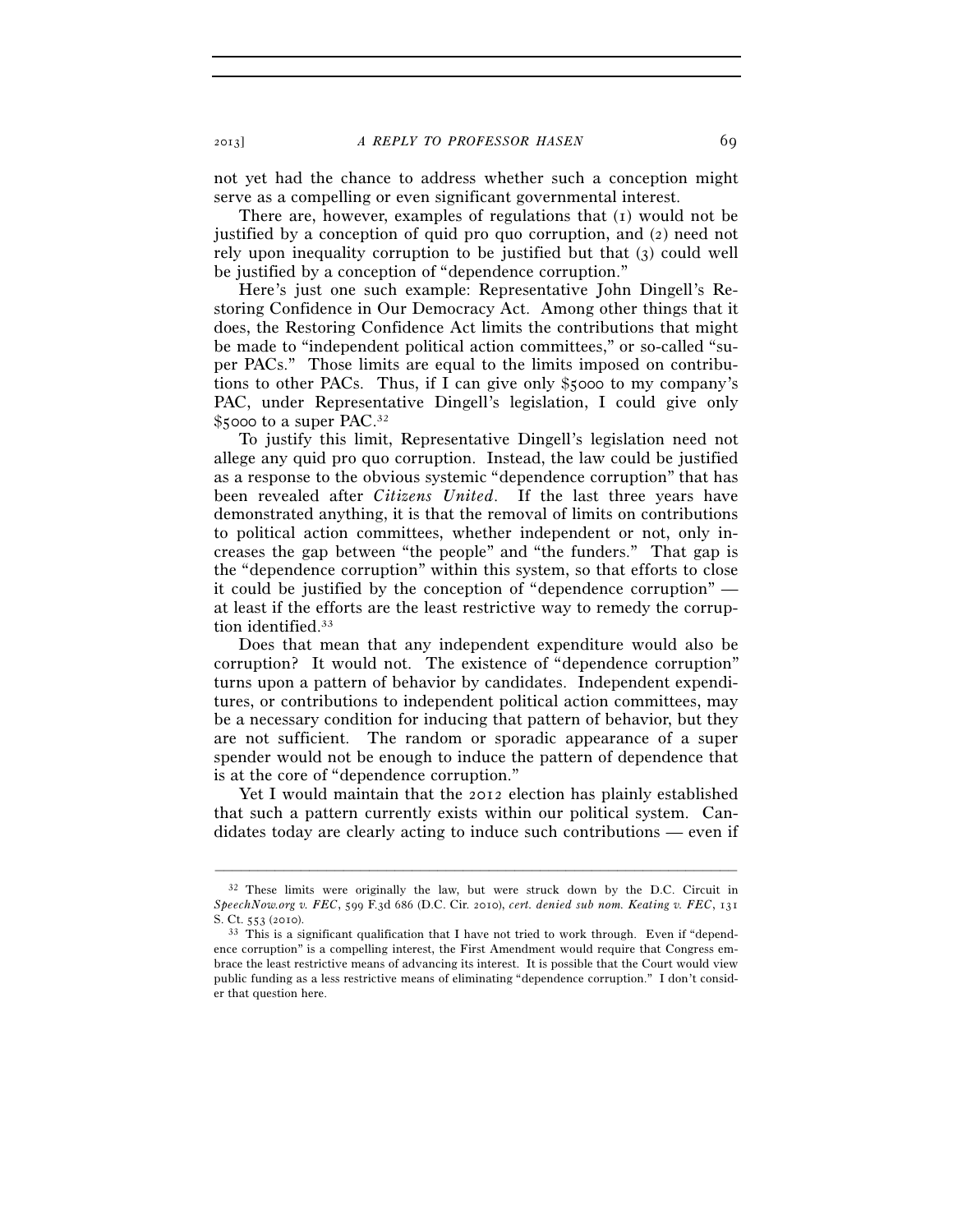not yet had the chance to address whether such a conception might serve as a compelling or even significant governmental interest.

There are, however, examples of regulations that (1) would not be justified by a conception of quid pro quo corruption, and (2) need not rely upon inequality corruption to be justified but that (3) could well be justified by a conception of "dependence corruption."

Here's just one such example: Representative John Dingell's Restoring Confidence in Our Democracy Act. Among other things that it does, the Restoring Confidence Act limits the contributions that might be made to "independent political action committees," or so-called "super PACs." Those limits are equal to the limits imposed on contributions to other PACs. Thus, if I can give only $5000 to my company's PAC, under Representative Dingell's legislation, I could give only $5000 to a super PAC.[32]

To justify this limit, Representative Dingell's legislation need not allege any quid pro quo corruption. Instead, the law could be justified as a response to the obvious systemic "dependence corruption" that has been revealed after *Citizens United*. If the last three years have demonstrated anything, it is that the removal of limits on contributions to political action committees, whether independent or not, only increases the gap between "the people" and "the funders." That gap is the "dependence corruption" within this system, so that efforts to close it could be justified by the conception of "dependence corruption" — at least if the efforts are the least restrictive way to remedy the corruption identified.[33]

Does that mean that any independent expenditure would also be corruption? It would not. The existence of "dependence corruption" turns upon a pattern of behavior by candidates. Independent expenditures, or contributions to independent political action committees, may be a necessary condition for inducing that pattern of behavior, but they are not sufficient. The random or sporadic appearance of a super spender would not be enough to induce the pattern of dependence that is at the core of "dependence corruption."

Yet I would maintain that the 2012 election has plainly established that such a pattern currently exists within our political system. Candidates today are clearly acting to induce such contributions — even if

---

[32] These limits were originally the law, but were struck down by the D.C. Circuit in *SpeechNow.org v. FEC*, 599 F.3d 686 (D.C. Cir. 2010), *cert. denied sub nom. Keating v. FEC*, 131 S. Ct. 553 (2010).

[33] This is a significant qualification that I have not tried to work through. Even if "dependence corruption" is a compelling interest, the First Amendment would require that Congress embrace the least restrictive means of advancing its interest. It is possible that the Court would view public funding as a less restrictive means of eliminating "dependence corruption." I don't consider that question here.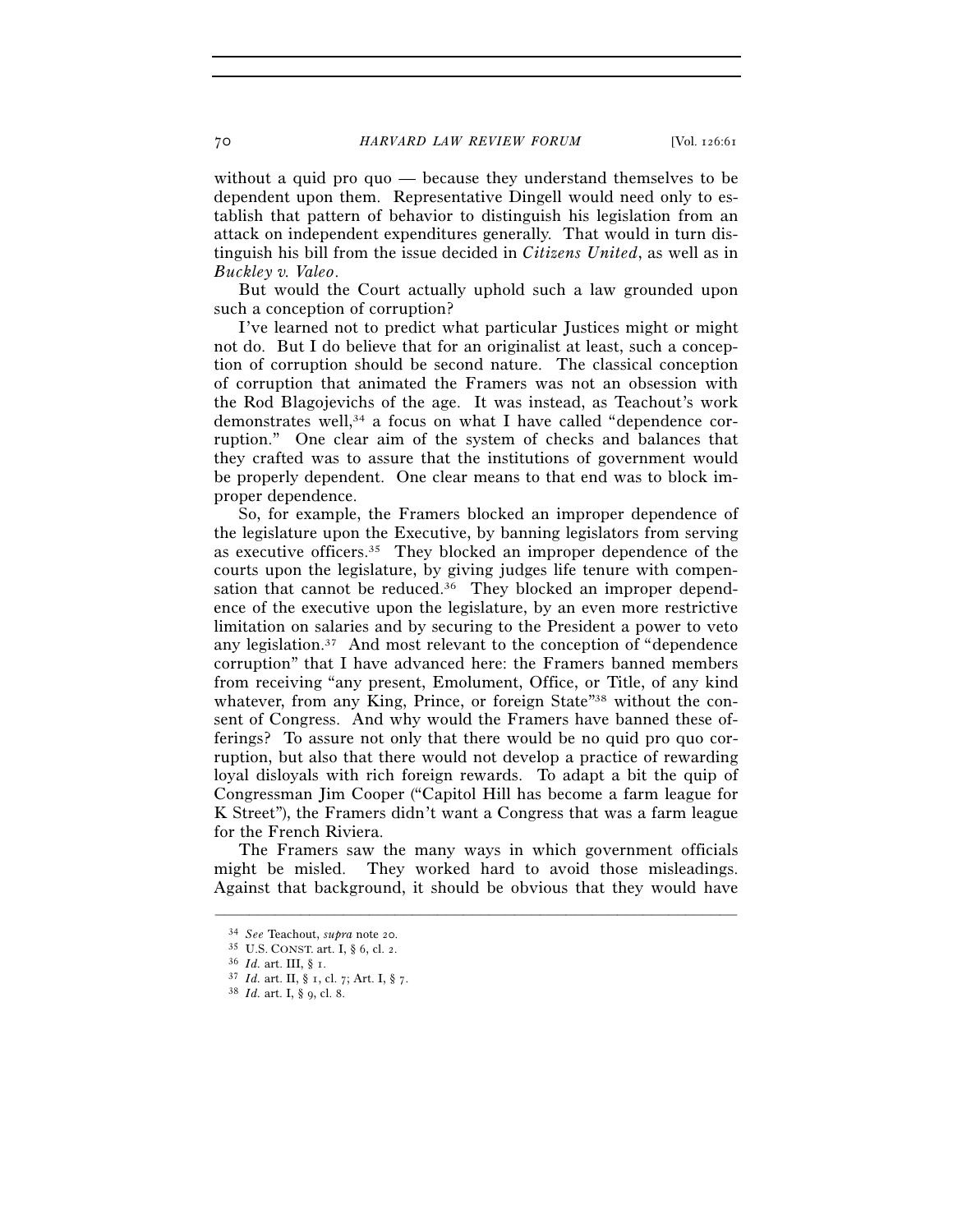without a quid pro quo — because they understand themselves to be dependent upon them. Representative Dingell would need only to establish that pattern of behavior to distinguish his legislation from an attack on independent expenditures generally. That would in turn distinguish his bill from the issue decided in *Citizens United*, as well as in *Buckley v. Valeo*.

But would the Court actually uphold such a law grounded upon such a conception of corruption?

I've learned not to predict what particular Justices might or might not do. But I do believe that for an originalist at least, such a conception of corruption should be second nature. The classical conception of corruption that animated the Framers was not an obsession with the Rod Blagojevichs of the age. It was instead, as Teachout's work demonstrates well,[34] a focus on what I have called "dependence corruption." One clear aim of the system of checks and balances that they crafted was to assure that the institutions of government would be properly dependent. One clear means to that end was to block improper dependence.

So, for example, the Framers blocked an improper dependence of the legislature upon the Executive, by banning legislators from serving as executive officers.[35] They blocked an improper dependence of the courts upon the legislature, by giving judges life tenure with compensation that cannot be reduced.[36] They blocked an improper dependence of the executive upon the legislature, by an even more restrictive limitation on salaries and by securing to the President a power to veto any legislation.[37] And most relevant to the conception of "dependence corruption" that I have advanced here: the Framers banned members from receiving "any present, Emolument, Office, or Title, of any kind whatever, from any King, Prince, or foreign State"[38] without the consent of Congress. And why would the Framers have banned these offerings? To assure not only that there would be no quid pro quo corruption, but also that there would not develop a practice of rewarding loyal disloyals with rich foreign rewards. To adapt a bit the quip of Congressman Jim Cooper ("Capitol Hill has become a farm league for K Street"), the Framers didn't want a Congress that was a farm league for the French Riviera.

The Framers saw the many ways in which government officials might be misled. They worked hard to avoid those misleadings. Against that background, it should be obvious that they would have

---

[34] *See* Teachout, *supra* note 20.

[35] U.S. CONST. art. I, § 6, cl. 2.

[36] *Id.* art. III, § 1.

[37] *Id.* art. II, § 1, cl. 7; Art. I, § 7.

[38] *Id.* art. I, § 9, cl. 8.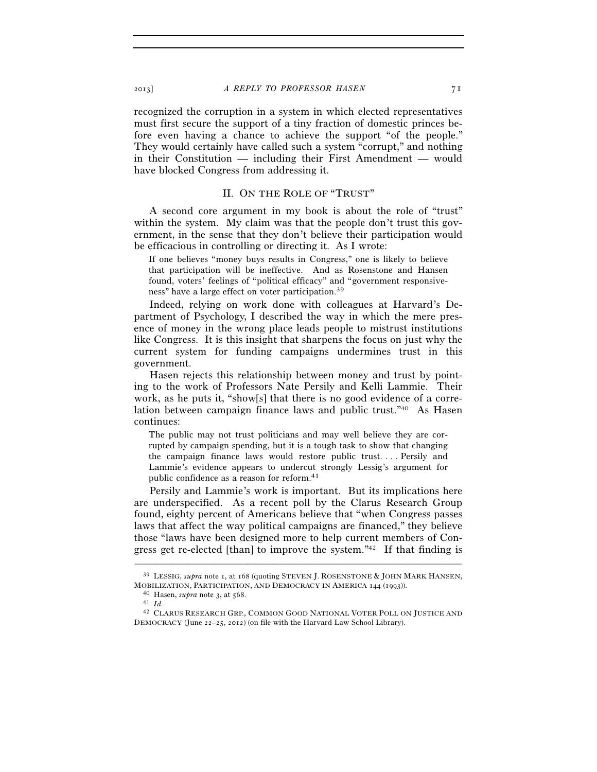recognized the corruption in a system in which elected representatives must first secure the support of a tiny fraction of domestic princes before even having a chance to achieve the support "of the people." They would certainly have called such a system "corrupt," and nothing in their Constitution — including their First Amendment — would have blocked Congress from addressing it.

## II. ON THE ROLE OF "TRUST"

A second core argument in my book is about the role of "trust" within the system. My claim was that the people don't trust this government, in the sense that they don't believe their participation would be efficacious in controlling or directing it. As I wrote:

> If one believes "money buys results in Congress," one is likely to believe that participation will be ineffective. And as Rosenstone and Hansen found, voters' feelings of "political efficacy" and "government responsiveness" have a large effect on voter participation.[39]

Indeed, relying on work done with colleagues at Harvard's Department of Psychology, I described the way in which the mere presence of money in the wrong place leads people to mistrust institutions like Congress. It is this insight that sharpens the focus on just why the current system for funding campaigns undermines trust in this government.

Hasen rejects this relationship between money and trust by pointing to the work of Professors Nate Persily and Kelli Lammie. Their work, as he puts it, "show[s] that there is no good evidence of a correlation between campaign finance laws and public trust."[40] As Hasen continues:

> The public may not trust politicians and may well believe they are corrupted by campaign spending, but it is a tough task to show that changing the campaign finance laws would restore public trust. . . . Persily and Lammie's evidence appears to undercut strongly Lessig's argument for public confidence as a reason for reform.[41]

Persily and Lammie's work is important. But its implications here are underspecified. As a recent poll by the Clarus Research Group found, eighty percent of Americans believe that "when Congress passes laws that affect the way political campaigns are financed," they believe those "laws have been designed more to help current members of Congress get re-elected [than] to improve the system."[42] If that finding is

---

[39] LESSIG, *supra* note 1, at 168 (quoting STEVEN J. ROSENSTONE & JOHN MARK HANSEN, MOBILIZATION, PARTICIPATION, AND DEMOCRACY IN AMERICA 144 (1993)).

[40] Hasen, *supra* note 3, at 568.

[41] *Id.*

[42] CLARUS RESEARCH GRP., COMMON GOOD NATIONAL VOTER POLL ON JUSTICE AND DEMOCRACY (June 22–25, 2012) (on file with the Harvard Law School Library).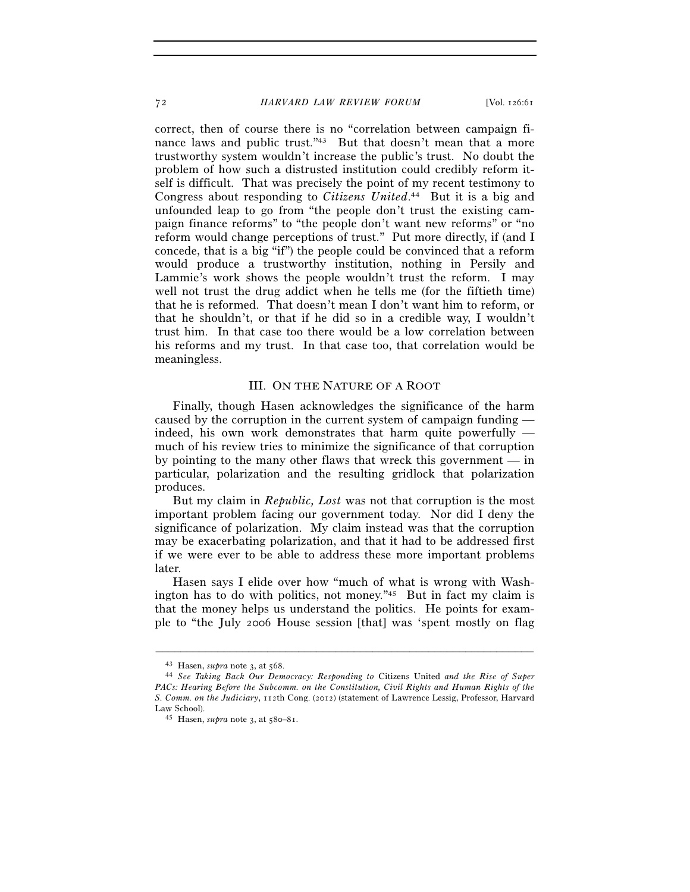correct, then of course there is no "correlation between campaign finance laws and public trust."[43] But that doesn't mean that a more trustworthy system wouldn't increase the public's trust. No doubt the problem of how such a distrusted institution could credibly reform itself is difficult. That was precisely the point of my recent testimony to Congress about responding to *Citizens United*.[44] But it is a big and unfounded leap to go from "the people don't trust the existing campaign finance reforms" to "the people don't want new reforms" or "no reform would change perceptions of trust." Put more directly, if (and I concede, that is a big "if") the people could be convinced that a reform would produce a trustworthy institution, nothing in Persily and Lammie's work shows the people wouldn't trust the reform. I may well not trust the drug addict when he tells me (for the fiftieth time) that he is reformed. That doesn't mean I don't want him to reform, or that he shouldn't, or that if he did so in a credible way, I wouldn't trust him. In that case too there would be a low correlation between his reforms and my trust. In that case too, that correlation would be meaningless.

## III. ON THE NATURE OF A ROOT

Finally, though Hasen acknowledges the significance of the harm caused by the corruption in the current system of campaign funding — indeed, his own work demonstrates that harm quite powerfully — much of his review tries to minimize the significance of that corruption by pointing to the many other flaws that wreck this government — in particular, polarization and the resulting gridlock that polarization produces.

But my claim in *Republic, Lost* was not that corruption is the most important problem facing our government today. Nor did I deny the significance of polarization. My claim instead was that the corruption may be exacerbating polarization, and that it had to be addressed first if we were ever to be able to address these more important problems later.

Hasen says I elide over how "much of what is wrong with Washington has to do with politics, not money."[45] But in fact my claim is that the money helps us understand the politics. He points for example to "the July 2006 House session [that] was 'spent mostly on flag

---

[43] Hasen, *supra* note 3, at 568.

[44] *See Taking Back Our Democracy: Responding to* Citizens United *and the Rise of Super PACs: Hearing Before the Subcomm. on the Constitution, Civil Rights and Human Rights of the S. Comm. on the Judiciary*, 112th Cong. (2012) (statement of Lawrence Lessig, Professor, Harvard Law School).

[45] Hasen, *supra* note 3, at 580–81.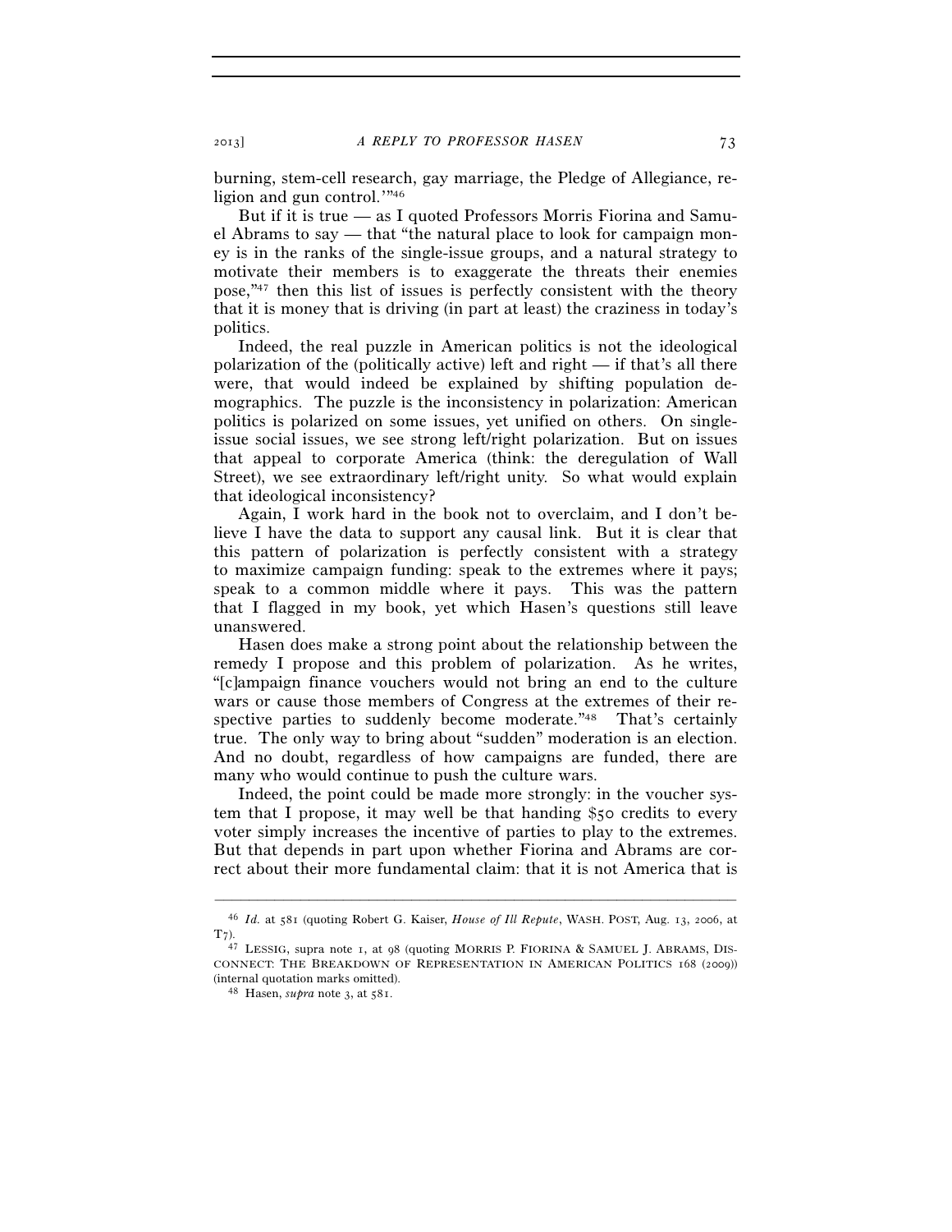burning, stem-cell research, gay marriage, the Pledge of Allegiance, religion and gun control.'"[46]

But if it is true — as I quoted Professors Morris Fiorina and Samuel Abrams to say — that "the natural place to look for campaign money is in the ranks of the single-issue groups, and a natural strategy to motivate their members is to exaggerate the threats their enemies pose,"[47] then this list of issues is perfectly consistent with the theory that it is money that is driving (in part at least) the craziness in today's politics.

Indeed, the real puzzle in American politics is not the ideological polarization of the (politically active) left and right — if that's all there were, that would indeed be explained by shifting population demographics. The puzzle is the inconsistency in polarization: American politics is polarized on some issues, yet unified on others. On single-issue social issues, we see strong left/right polarization. But on issues that appeal to corporate America (think: the deregulation of Wall Street), we see extraordinary left/right unity. So what would explain that ideological inconsistency?

Again, I work hard in the book not to overclaim, and I don't believe I have the data to support any causal link. But it is clear that this pattern of polarization is perfectly consistent with a strategy to maximize campaign funding: speak to the extremes where it pays; speak to a common middle where it pays. This was the pattern that I flagged in my book, yet which Hasen's questions still leave unanswered.

Hasen does make a strong point about the relationship between the remedy I propose and this problem of polarization. As he writes, "[c]ampaign finance vouchers would not bring an end to the culture wars or cause those members of Congress at the extremes of their respective parties to suddenly become moderate."[48] That's certainly true. The only way to bring about "sudden" moderation is an election. And no doubt, regardless of how campaigns are funded, there are many who would continue to push the culture wars.

Indeed, the point could be made more strongly: in the voucher system that I propose, it may well be that handing $50 credits to every voter simply increases the incentive of parties to play to the extremes. But that depends in part upon whether Fiorina and Abrams are correct about their more fundamental claim: that it is not America that is

---

[46] *Id.* at 581 (quoting Robert G. Kaiser, *House of Ill Repute*, WASH. POST, Aug. 13, 2006, at T7).

[47] LESSIG, supra note 1, at 98 (quoting MORRIS P. FIORINA & SAMUEL J. ABRAMS, DISCONNECT: THE BREAKDOWN OF REPRESENTATION IN AMERICAN POLITICS 168 (2009)) (internal quotation marks omitted).

[48] Hasen, *supra* note 3, at 581.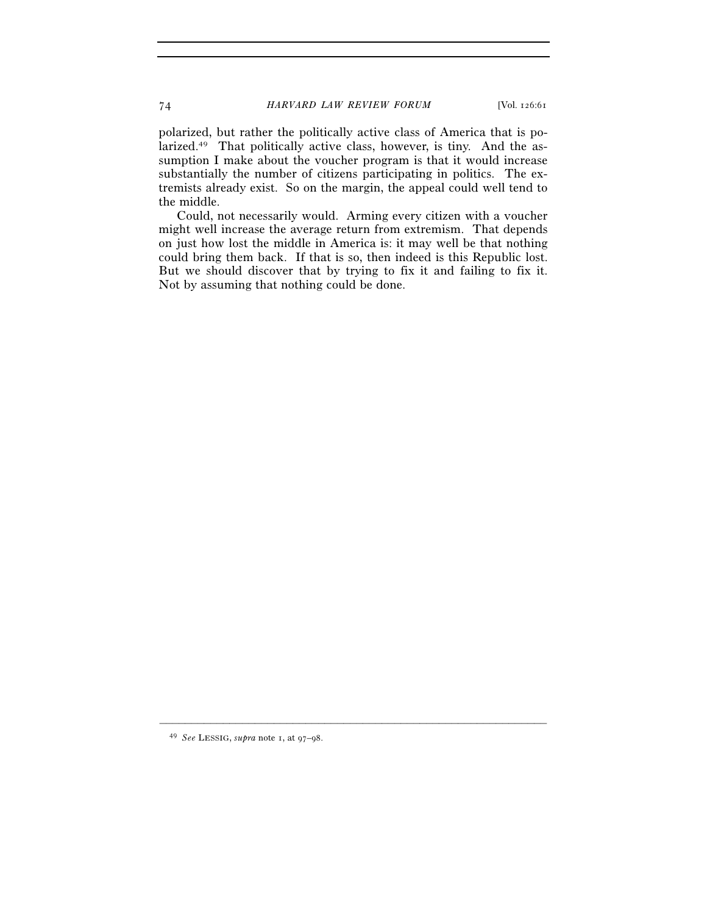polarized, but rather the politically active class of America that is polarized.[49] That politically active class, however, is tiny. And the assumption I make about the voucher program is that it would increase substantially the number of citizens participating in politics. The extremists already exist. So on the margin, the appeal could well tend to the middle.

Could, not necessarily would. Arming every citizen with a voucher might well increase the average return from extremism. That depends on just how lost the middle in America is: it may well be that nothing could bring them back. If that is so, then indeed is this Republic lost. But we should discover that by trying to fix it and failing to fix it. Not by assuming that nothing could be done.

---

[49] *See* LESSIG, *supra* note 1, at 97–98.